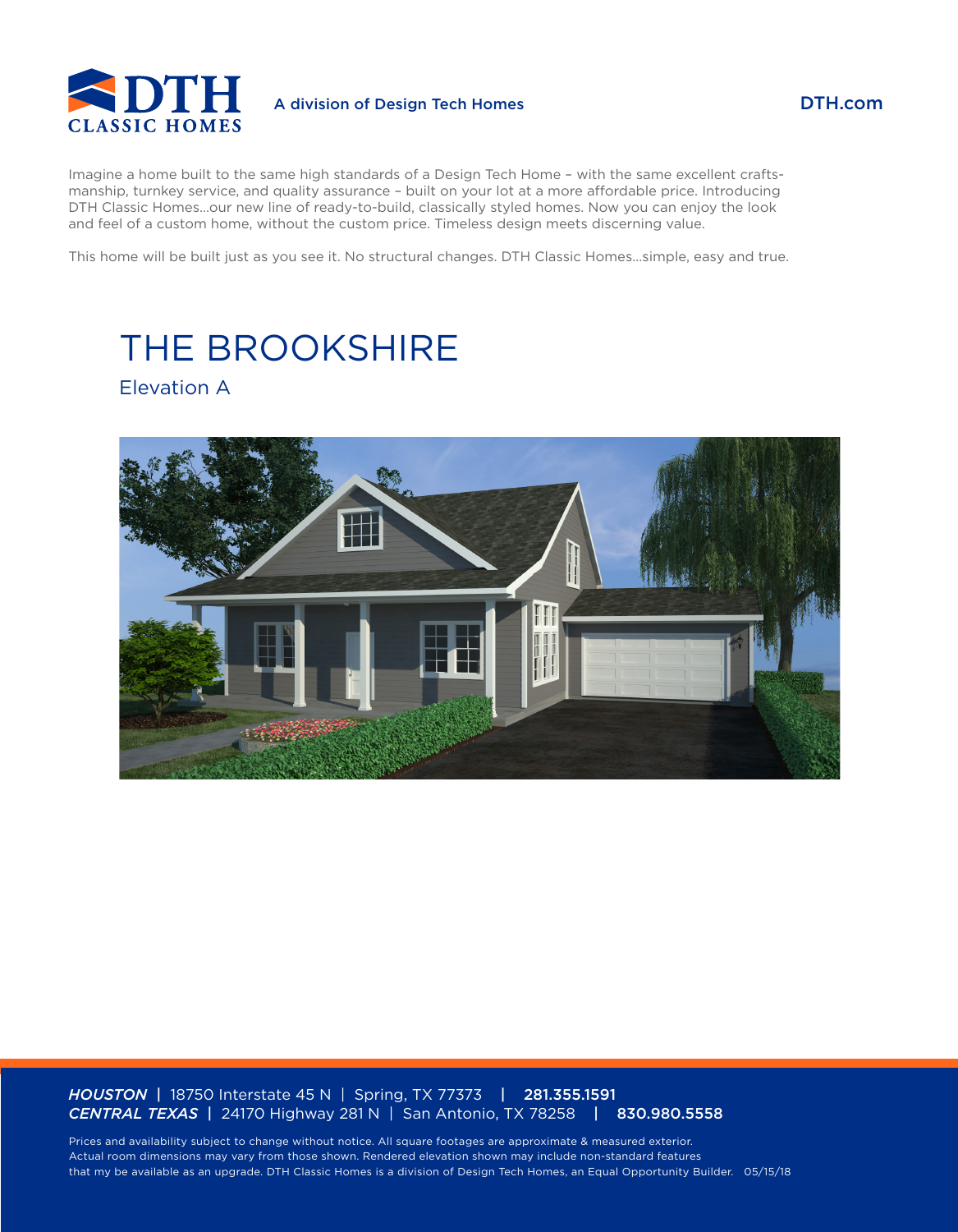DTH CLASSIC HOMES

A division of Design Tech Homes

DTH.com

Imagine a home built to the same high standards of a Design Tech Home – with the same excellent craftsmanship, turnkey service, and quality assurance – built on your lot at a more affordable price. Introducing DTH Classic Homes...our new line of ready-to-build, classically styled homes. Now you can enjoy the look and feel of a custom home, without the custom price. Timeless design meets discerning value.

This home will be built just as you see it. No structural changes. DTH Classic Homes...simple, easy and true.

# THE BROOKSHIRE

## Elevation A

*HOUSTON* | 18750 Interstate 45 N | Spring, TX 77373 | **281.355.1591**
*CENTRAL TEXAS* | 24170 Highway 281 N | San Antonio, TX 78258 | **830.980.5558**

Prices and availability subject to change without notice. All square footages are approximate & measured exterior. Actual room dimensions may vary from those shown. Rendered elevation shown may include non-standard features that my be available as an upgrade. DTH Classic Homes is a division of Design Tech Homes, an Equal Opportunity Builder. 05/15/18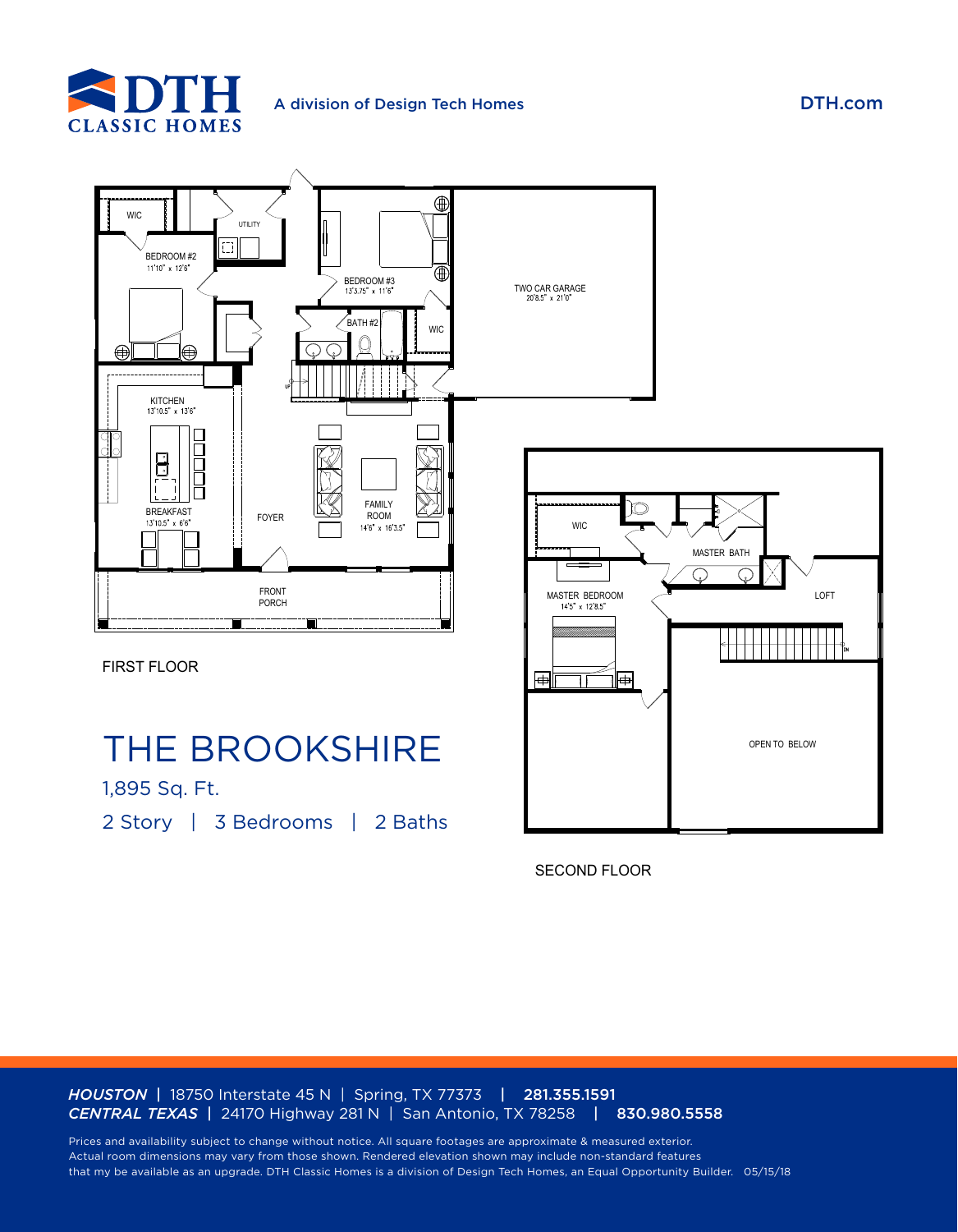DTH CLASSIC HOMES

A division of Design Tech Homes

DTH.com

WIC

UTILITY

BEDROOM #2
11'10" x 12'6"

BEDROOM #3
13'3.75" x 11'6"

TWO CAR GARAGE
20'8.5" x 21'0"

BATH #2

WIC

UP

KITCHEN
13'10.5" x 13'6"

BREAKFAST
13'10.5" x 6'6"

FOYER

FAMILY
ROOM
14'6" x 16'3.5"

FRONT
PORCH

FIRST FLOOR

WIC

MASTER BATH

MASTER BEDROOM
14'5" x 12'8.5"

LOFT

DN

OPEN TO BELOW

SECOND FLOOR

# THE BROOKSHIRE

1,895 Sq. Ft.

2 Story | 3 Bedrooms | 2 Baths

***HOUSTON*** | 18750 Interstate 45 N | Spring, TX 77373 | **281.355.1591**
***CENTRAL TEXAS*** | 24170 Highway 281 N | San Antonio, TX 78258 | **830.980.5558**

Prices and availability subject to change without notice. All square footages are approximate & measured exterior. Actual room dimensions may vary from those shown. Rendered elevation shown may include non-standard features that my be available as an upgrade. DTH Classic Homes is a division of Design Tech Homes, an Equal Opportunity Builder. 05/15/18